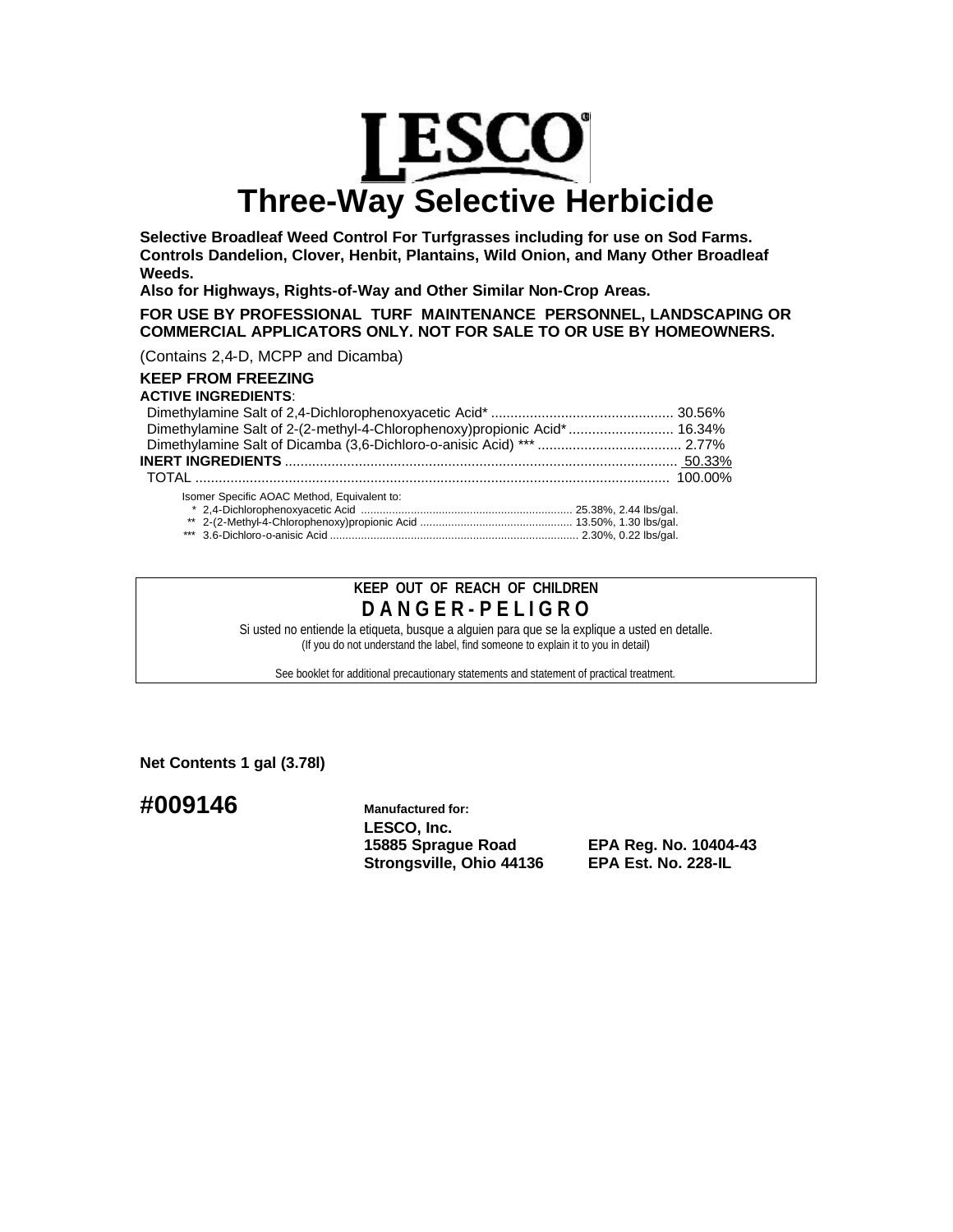# LESCO

# Three-Way Selective Herbicide

**Selective Broadleaf Weed Control For Turfgrasses including for use on Sod Farms. Controls Dandelion, Clover, Henbit, Plantains, Wild Onion, and Many Other Broadleaf Weeds.**

**Also for Highways, Rights-of-Way and Other Similar Non-Crop Areas.**

**FOR USE BY PROFESSIONAL TURF MAINTENANCE PERSONNEL, LANDSCAPING OR COMMERCIAL APPLICATORS ONLY. NOT FOR SALE TO OR USE BY HOMEOWNERS.**

(Contains 2,4-D, MCPP and Dicamba)

**KEEP FROM FREEZING**

**ACTIVE INGREDIENTS**:

| | |
|---|---|
| Dimethylamine Salt of 2,4-Dichlorophenoxyacetic Acid* | 30.56% |
| Dimethylamine Salt of 2-(2-methyl-4-Chlorophenoxy)propionic Acid* | 16.34% |
| Dimethylamine Salt of Dicamba (3,6-Dichloro-o-anisic Acid) *** | 2.77% |
| **INERT INGREDIENTS** | 50.33% |
| TOTAL | 100.00% |

Isomer Specific AOAC Method, Equivalent to:

| | |
|---|---|
| * 2,4-Dichlorophenoxyacetic Acid | 25.38%, 2.44 lbs/gal. |
| ** 2-(2-Methyl-4-Chlorophenoxy)propionic Acid | 13.50%, 1.30 lbs/gal. |
| *** 3.6-Dichloro-o-anisic Acid | 2.30%, 0.22 lbs/gal. |

**KEEP OUT OF REACH OF CHILDREN**

**D A N G E R - P E L I G R O**

Si usted no entiende la etiqueta, busque a alguien para que se la explique a usted en detalle.
(If you do not understand the label, find someone to explain it to you in detail)

See booklet for additional precautionary statements and statement of practical treatment.

**Net Contents 1 gal (3.78l)**

## #009146

**Manufactured for:**
**LESCO, Inc.**
**15885 Sprague Road**
**Strongsville, Ohio 44136**

**EPA Reg. No. 10404-43**
**EPA Est. No. 228-IL**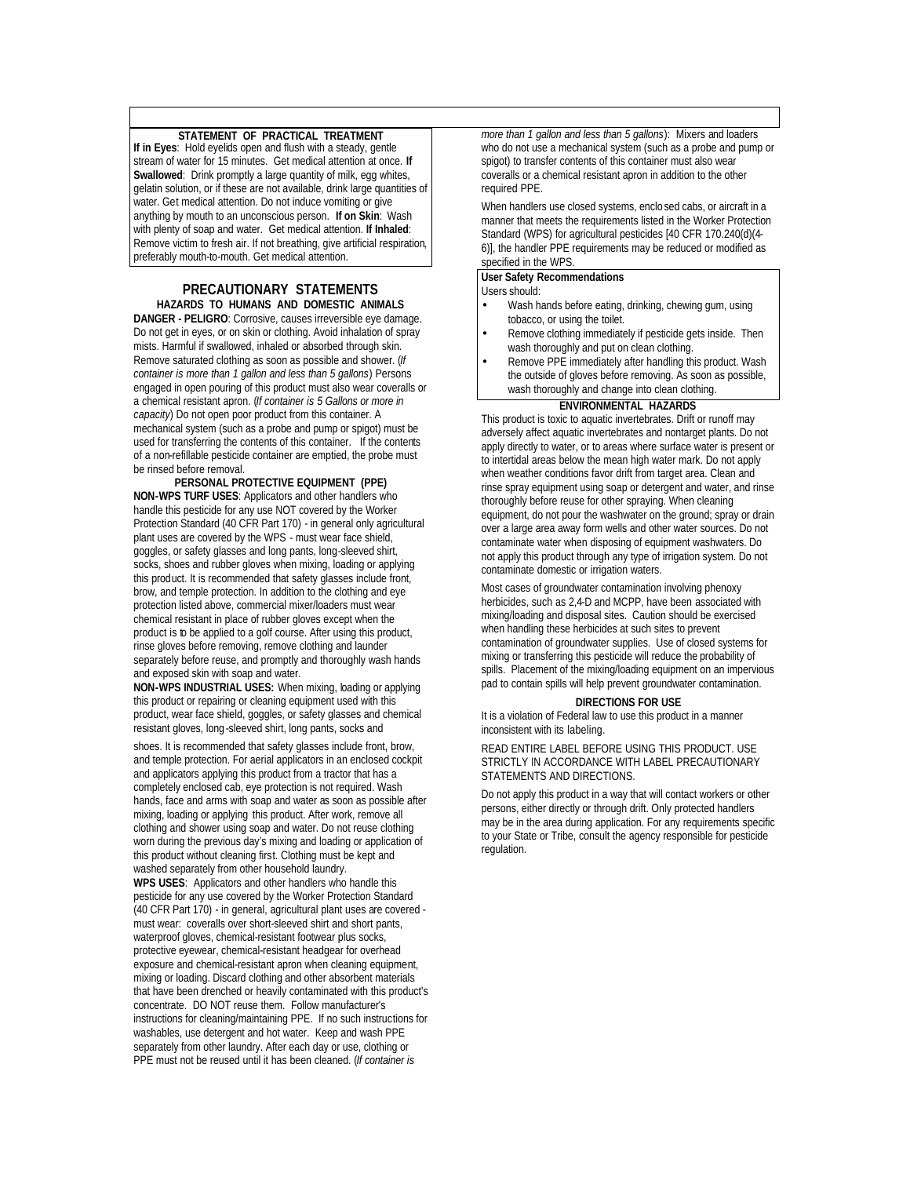### STATEMENT OF PRACTICAL TREATMENT

**If in Eyes**: Hold eyelids open and flush with a steady, gentle stream of water for 15 minutes. Get medical attention at once. **If Swallowed**: Drink promptly a large quantity of milk, egg whites, gelatin solution, or if these are not available, drink large quantities of water. Get medical attention. Do not induce vomiting or give anything by mouth to an unconscious person. **If on Skin**: Wash with plenty of soap and water. Get medical attention. **If Inhaled**: Remove victim to fresh air. If not breathing, give artificial respiration, preferably mouth-to-mouth. Get medical attention.

## PRECAUTIONARY STATEMENTS

### HAZARDS TO HUMANS AND DOMESTIC ANIMALS

**DANGER - PELIGRO**: Corrosive, causes irreversible eye damage. Do not get in eyes, or on skin or clothing. Avoid inhalation of spray mists. Harmful if swallowed, inhaled or absorbed through skin. Remove saturated clothing as soon as possible and shower. (*If container is more than 1 gallon and less than 5 gallons*) Persons engaged in open pouring of this product must also wear coveralls or a chemical resistant apron. (*If container is 5 Gallons or more in capacity*) Do not open poor product from this container. A mechanical system (such as a probe and pump or spigot) must be used for transferring the contents of this container. If the contents of a non-refillable pesticide container are emptied, the probe must be rinsed before removal.

### PERSONAL PROTECTIVE EQUIPMENT (PPE)

**NON-WPS TURF USES**: Applicators and other handlers who handle this pesticide for any use NOT covered by the Worker Protection Standard (40 CFR Part 170) - in general only agricultural plant uses are covered by the WPS - must wear face shield, goggles, or safety glasses and long pants, long-sleeved shirt, socks, shoes and rubber gloves when mixing, loading or applying this product. It is recommended that safety glasses include front, brow, and temple protection. In addition to the clothing and eye protection listed above, commercial mixer/loaders must wear chemical resistant in place of rubber gloves except when the product is to be applied to a golf course. After using this product, rinse gloves before removing, remove clothing and launder separately before reuse, and promptly and thoroughly wash hands and exposed skin with soap and water.

**NON-WPS INDUSTRIAL USES:** When mixing, loading or applying this product or repairing or cleaning equipment used with this product, wear face shield, goggles, or safety glasses and chemical resistant gloves, long-sleeved shirt, long pants, socks and shoes. It is recommended that safety glasses include front, brow, and temple protection. For aerial applicators in an enclosed cockpit and applicators applying this product from a tractor that has a completely enclosed cab, eye protection is not required. Wash hands, face and arms with soap and water as soon as possible after mixing, loading or applying this product. After work, remove all clothing and shower using soap and water. Do not reuse clothing worn during the previous day's mixing and loading or application of this product without cleaning first. Clothing must be kept and washed separately from other household laundry.

**WPS USES**: Applicators and other handlers who handle this pesticide for any use covered by the Worker Protection Standard (40 CFR Part 170) - in general, agricultural plant uses are covered - must wear: coveralls over short-sleeved shirt and short pants, waterproof gloves, chemical-resistant footwear plus socks, protective eyewear, chemical-resistant headgear for overhead exposure and chemical-resistant apron when cleaning equipment, mixing or loading. Discard clothing and other absorbent materials that have been drenched or heavily contaminated with this product's concentrate. DO NOT reuse them. Follow manufacturer's instructions for cleaning/maintaining PPE. If no such instructions for washables, use detergent and hot water. Keep and wash PPE separately from other laundry. After each day or use, clothing or PPE must not be reused until it has been cleaned. (*If container is more than 1 gallon and less than 5 gallons*): Mixers and loaders who do not use a mechanical system (such as a probe and pump or spigot) to transfer contents of this container must also wear coveralls or a chemical resistant apron in addition to the other required PPE.

When handlers use closed systems, enclosed cabs, or aircraft in a manner that meets the requirements listed in the Worker Protection Standard (WPS) for agricultural pesticides [40 CFR 170.240(d)(4-6)], the handler PPE requirements may be reduced or modified as specified in the WPS.

**User Safety Recommendations**

Users should:

- Wash hands before eating, drinking, chewing gum, using tobacco, or using the toilet.
- Remove clothing immediately if pesticide gets inside. Then wash thoroughly and put on clean clothing.
- Remove PPE immediately after handling this product. Wash the outside of gloves before removing. As soon as possible, wash thoroughly and change into clean clothing.

### ENVIRONMENTAL HAZARDS

This product is toxic to aquatic invertebrates. Drift or runoff may adversely affect aquatic invertebrates and nontarget plants. Do not apply directly to water, or to areas where surface water is present or to intertidal areas below the mean high water mark. Do not apply when weather conditions favor drift from target area. Clean and rinse spray equipment using soap or detergent and water, and rinse thoroughly before reuse for other spraying. When cleaning equipment, do not pour the washwater on the ground; spray or drain over a large area away form wells and other water sources. Do not contaminate water when disposing of equipment washwaters. Do not apply this product through any type of irrigation system. Do not contaminate domestic or irrigation waters.

Most cases of groundwater contamination involving phenoxy herbicides, such as 2,4-D and MCPP, have been associated with mixing/loading and disposal sites. Caution should be exercised when handling these herbicides at such sites to prevent contamination of groundwater supplies. Use of closed systems for mixing or transferring this pesticide will reduce the probability of spills. Placement of the mixing/loading equipment on an impervious pad to contain spills will help prevent groundwater contamination.

### DIRECTIONS FOR USE

It is a violation of Federal law to use this product in a manner inconsistent with its labeling.

READ ENTIRE LABEL BEFORE USING THIS PRODUCT. USE STRICTLY IN ACCORDANCE WITH LABEL PRECAUTIONARY STATEMENTS AND DIRECTIONS.

Do not apply this product in a way that will contact workers or other persons, either directly or through drift. Only protected handlers may be in the area during application. For any requirements specific to your State or Tribe, consult the agency responsible for pesticide regulation.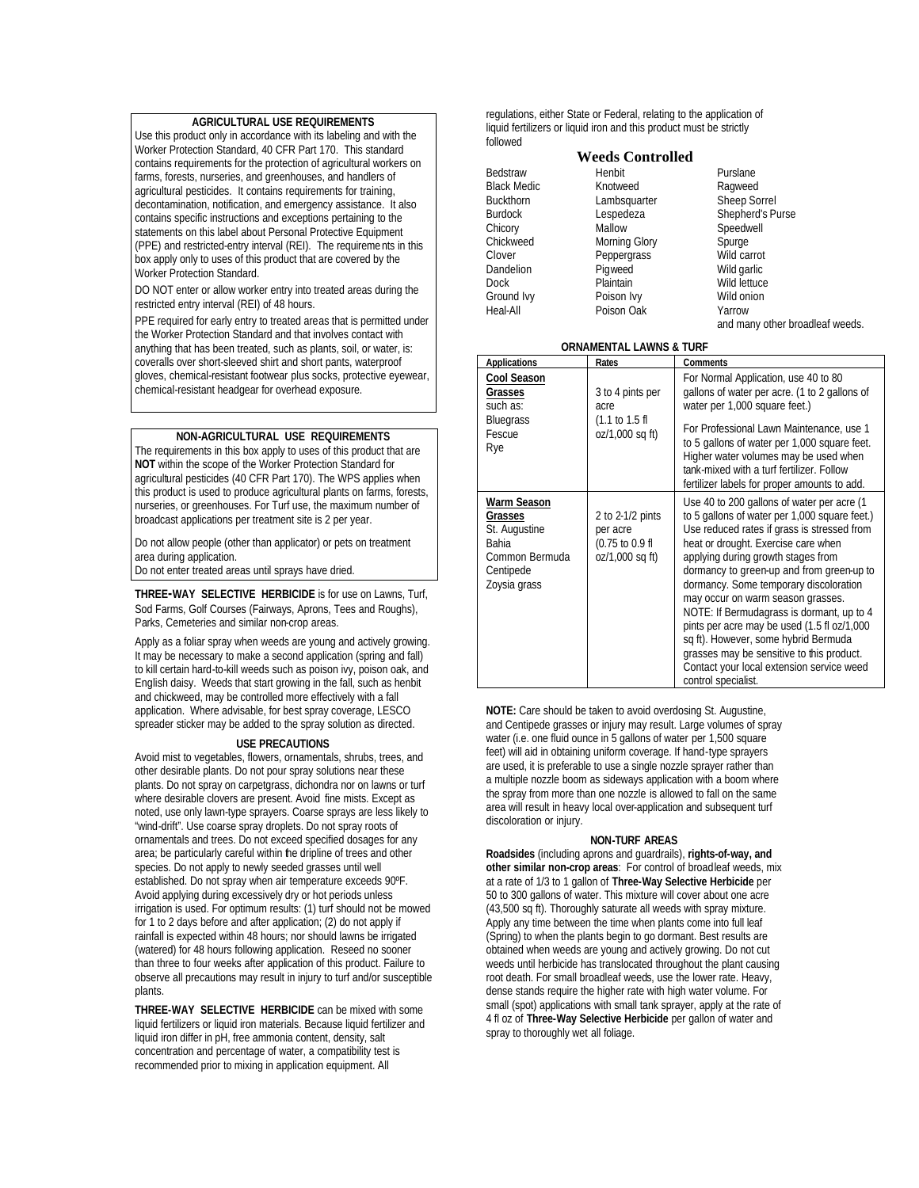### AGRICULTURAL USE REQUIREMENTS

Use this product only in accordance with its labeling and with the Worker Protection Standard, 40 CFR Part 170. This standard contains requirements for the protection of agricultural workers on farms, forests, nurseries, and greenhouses, and handlers of agricultural pesticides. It contains requirements for training, decontamination, notification, and emergency assistance. It also contains specific instructions and exceptions pertaining to the statements on this label about Personal Protective Equipment (PPE) and restricted-entry interval (REI). The requirements in this box apply only to uses of this product that are covered by the Worker Protection Standard.

DO NOT enter or allow worker entry into treated areas during the restricted entry interval (REI) of 48 hours.

PPE required for early entry to treated areas that is permitted under the Worker Protection Standard and that involves contact with anything that has been treated, such as plants, soil, or water, is: coveralls over short-sleeved shirt and short pants, waterproof gloves, chemical-resistant footwear plus socks, protective eyewear, chemical-resistant headgear for overhead exposure.

### NON-AGRICULTURAL USE REQUIREMENTS

The requirements in this box apply to uses of this product that are **NOT** within the scope of the Worker Protection Standard for agricultural pesticides (40 CFR Part 170). The WPS applies when this product is used to produce agricultural plants on farms, forests, nurseries, or greenhouses. For Turf use, the maximum number of broadcast applications per treatment site is 2 per year.

Do not allow people (other than applicator) or pets on treatment area during application.

Do not enter treated areas until sprays have dried.

**THREE-WAY SELECTIVE HERBICIDE** is for use on Lawns, Turf, Sod Farms, Golf Courses (Fairways, Aprons, Tees and Roughs), Parks, Cemeteries and similar non-crop areas.

Apply as a foliar spray when weeds are young and actively growing. It may be necessary to make a second application (spring and fall) to kill certain hard-to-kill weeds such as poison ivy, poison oak, and English daisy. Weeds that start growing in the fall, such as henbit and chickweed, may be controlled more effectively with a fall application. Where advisable, for best spray coverage, LESCO spreader sticker may be added to the spray solution as directed.

### USE PRECAUTIONS

Avoid mist to vegetables, flowers, ornamentals, shrubs, trees, and other desirable plants. Do not pour spray solutions near these plants. Do not spray on carpetgrass, dichondra nor on lawns or turf where desirable clovers are present. Avoid fine mists. Except as noted, use only lawn-type sprayers. Coarse sprays are less likely to "wind-drift". Use coarse spray droplets. Do not spray roots of ornamentals and trees. Do not exceed specified dosages for any area; be particularly careful within the dripline of trees and other species. Do not apply to newly seeded grasses until well established. Do not spray when air temperature exceeds 90ºF. Avoid applying during excessively dry or hot periods unless irrigation is used. For optimum results: (1) turf should not be mowed for 1 to 2 days before and after application; (2) do not apply if rainfall is expected within 48 hours; nor should lawns be irrigated (watered) for 48 hours following application. Reseed no sooner than three to four weeks after application of this product. Failure to observe all precautions may result in injury to turf and/or susceptible plants.

**THREE-WAY SELECTIVE HERBICIDE** can be mixed with some liquid fertilizers or liquid iron materials. Because liquid fertilizer and liquid iron differ in pH, free ammonia content, density, salt concentration and percentage of water, a compatibility test is recommended prior to mixing in application equipment. All regulations, either State or Federal, relating to the application of liquid fertilizers or liquid iron and this product must be strictly followed

## Weeds Controlled

| | | |
|---|---|---|
| Bedstraw | Henbit | Purslane |
| Black Medic | Knotweed | Ragweed |
| Buckthorn | Lambsquarter | Sheep Sorrel |
| Burdock | Lespedeza | Shepherd's Purse |
| Chicory | Mallow | Speedwell |
| Chickweed | Morning Glory | Spurge |
| Clover | Peppergrass | Wild carrot |
| Dandelion | Pigweed | Wild garlic |
| Dock | Plaintain | Wild lettuce |
| Ground Ivy | Poison Ivy | Wild onion |
| Heal-All | Poison Oak | Yarrow |

and many other broadleaf weeds.

### ORNAMENTAL LAWNS & TURF

| Applications | Rates | Comments |
|---|---|---|
| **Cool Season Grasses** such as: Bluegrass, Fescue, Rye | 3 to 4 pints per acre (1.1 to 1.5 fl oz/1,000 sq ft) | For Normal Application, use 40 to 80 gallons of water per acre. (1 to 2 gallons of water per 1,000 square feet.) For Professional Lawn Maintenance, use 1 to 5 gallons of water per 1,000 square feet. Higher water volumes may be used when tank-mixed with a turf fertilizer. Follow fertilizer labels for proper amounts to add. |
| **Warm Season Grasses** St. Augustine, Bahia, Common Bermuda, Centipede, Zoysia grass | 2 to 2-1/2 pints per acre (0.75 to 0.9 fl oz/1,000 sq ft) | Use 40 to 200 gallons of water per acre (1 to 5 gallons of water per 1,000 square feet.) Use reduced rates if grass is stressed from heat or drought. Exercise care when applying during growth stages from dormancy to green-up and from green-up to dormancy. Some temporary discoloration may occur on warm season grasses. NOTE: If Bermudagrass is dormant, up to 4 pints per acre may be used (1.5 fl oz/1,000 sq ft). However, some hybrid Bermuda grasses may be sensitive to this product. Contact your local extension service weed control specialist. |

**NOTE:** Care should be taken to avoid overdosing St. Augustine, and Centipede grasses or injury may result. Large volumes of spray water (i.e. one fluid ounce in 5 gallons of water per 1,500 square feet) will aid in obtaining uniform coverage. If hand-type sprayers are used, it is preferable to use a single nozzle sprayer rather than a multiple nozzle boom as sideways application with a boom where the spray from more than one nozzle is allowed to fall on the same area will result in heavy local over-application and subsequent turf discoloration or injury.

### NON-TURF AREAS

**Roadsides** (including aprons and guardrails), **rights-of-way, and other similar non-crop areas**: For control of broadleaf weeds, mix at a rate of 1/3 to 1 gallon of **Three-Way Selective Herbicide** per 50 to 300 gallons of water. This mixture will cover about one acre (43,500 sq ft). Thoroughly saturate all weeds with spray mixture. Apply any time between the time when plants come into full leaf (Spring) to when the plants begin to go dormant. Best results are obtained when weeds are young and actively growing. Do not cut weeds until herbicide has translocated throughout the plant causing root death. For small broadleaf weeds, use the lower rate. Heavy, dense stands require the higher rate with high water volume. For small (spot) applications with small tank sprayer, apply at the rate of 4 fl oz of **Three-Way Selective Herbicide** per gallon of water and spray to thoroughly wet all foliage.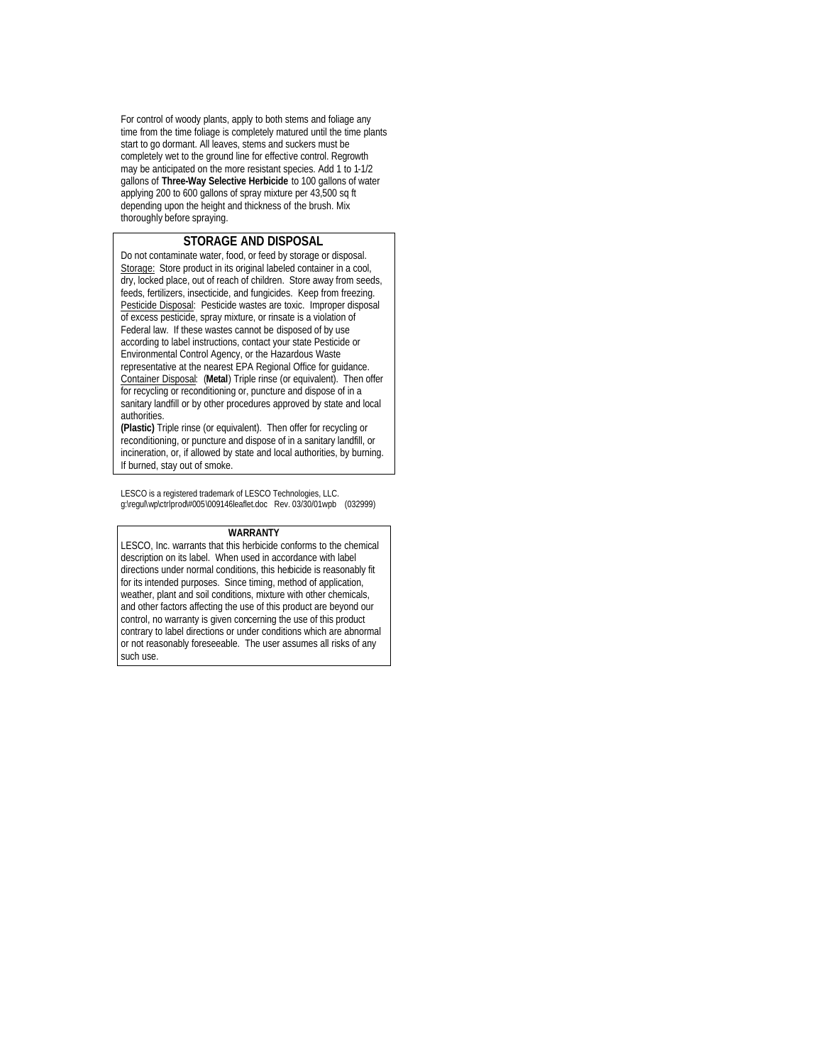For control of woody plants, apply to both stems and foliage any time from the time foliage is completely matured until the time plants start to go dormant. All leaves, stems and suckers must be completely wet to the ground line for effective control. Regrowth may be anticipated on the more resistant species. Add 1 to 1-1/2 gallons of **Three-Way Selective Herbicide** to 100 gallons of water applying 200 to 600 gallons of spray mixture per 43,500 sq ft depending upon the height and thickness of the brush. Mix thoroughly before spraying.

## STORAGE AND DISPOSAL

Do not contaminate water, food, or feed by storage or disposal.
Storage: Store product in its original labeled container in a cool, dry, locked place, out of reach of children. Store away from seeds, feeds, fertilizers, insecticide, and fungicides. Keep from freezing.
Pesticide Disposal: Pesticide wastes are toxic. Improper disposal of excess pesticide, spray mixture, or rinsate is a violation of Federal law. If these wastes cannot be disposed of by use according to label instructions, contact your state Pesticide or Environmental Control Agency, or the Hazardous Waste representative at the nearest EPA Regional Office for guidance.
Container Disposal: (**Metal**) Triple rinse (or equivalent). Then offer for recycling or reconditioning or, puncture and dispose of in a sanitary landfill or by other procedures approved by state and local authorities.
**(Plastic)** Triple rinse (or equivalent). Then offer for recycling or reconditioning, or puncture and dispose of in a sanitary landfill, or incineration, or, if allowed by state and local authorities, by burning. If burned, stay out of smoke.

LESCO is a registered trademark of LESCO Technologies, LLC.
g:\regul\wp\ctrlprod\#005\009146leaflet.doc Rev. 03/30/01wpb (032999)

### WARRANTY

LESCO, Inc. warrants that this herbicide conforms to the chemical description on its label. When used in accordance with label directions under normal conditions, this herbicide is reasonably fit for its intended purposes. Since timing, method of application, weather, plant and soil conditions, mixture with other chemicals, and other factors affecting the use of this product are beyond our control, no warranty is given concerning the use of this product contrary to label directions or under conditions which are abnormal or not reasonably foreseeable. The user assumes all risks of any such use.